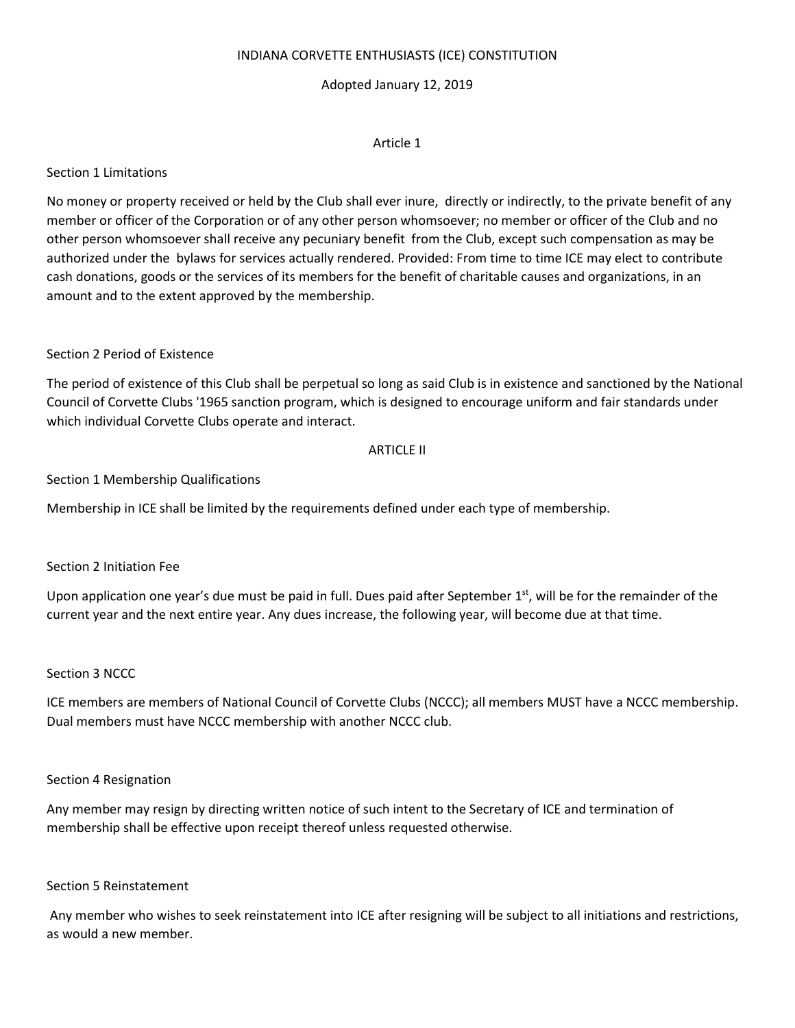# INDIANA CORVETTE ENTHUSIASTS (ICE) CONSTITUTION

Adopted January 12, 2019

## Article 1

### Section 1 Limitations

No money or property received or held by the Club shall ever inure, directly or indirectly, to the private benefit of any member or officer of the Corporation or of any other person whomsoever; no member or officer of the Club and no other person whomsoever shall receive any pecuniary benefit from the Club, except such compensation as may be authorized under the bylaws for services actually rendered. Provided: From time to time ICE may elect to contribute cash donations, goods or the services of its members for the benefit of charitable causes and organizations, in an amount and to the extent approved by the membership.

### Section 2 Period of Existence

The period of existence of this Club shall be perpetual so long as said Club is in existence and sanctioned by the National Council of Corvette Clubs '1965 sanction program, which is designed to encourage uniform and fair standards under which individual Corvette Clubs operate and interact.

## ARTICLE II

### Section 1 Membership Qualifications

Membership in ICE shall be limited by the requirements defined under each type of membership.

### Section 2 Initiation Fee

Upon application one year's due must be paid in full. Dues paid after September 1st, will be for the remainder of the current year and the next entire year. Any dues increase, the following year, will become due at that time.

### Section 3 NCCC

ICE members are members of National Council of Corvette Clubs (NCCC); all members MUST have a NCCC membership. Dual members must have NCCC membership with another NCCC club.

### Section 4 Resignation

Any member may resign by directing written notice of such intent to the Secretary of ICE and termination of membership shall be effective upon receipt thereof unless requested otherwise.

### Section 5 Reinstatement

Any member who wishes to seek reinstatement into ICE after resigning will be subject to all initiations and restrictions, as would a new member.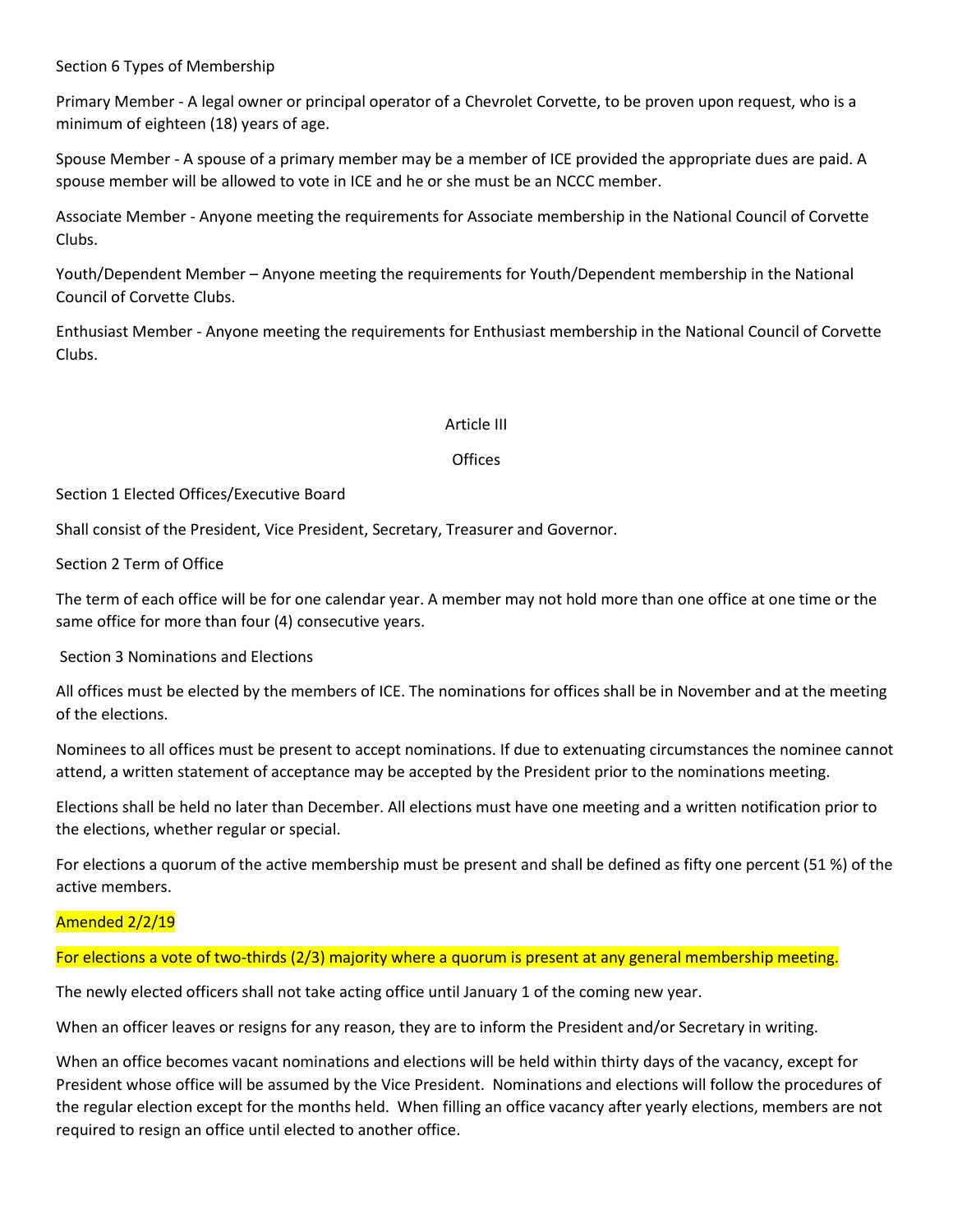Section 6 Types of Membership

Primary Member - A legal owner or principal operator of a Chevrolet Corvette, to be proven upon request, who is a minimum of eighteen (18) years of age.

Spouse Member - A spouse of a primary member may be a member of ICE provided the appropriate dues are paid. A spouse member will be allowed to vote in ICE and he or she must be an NCCC member.

Associate Member - Anyone meeting the requirements for Associate membership in the National Council of Corvette Clubs.

Youth/Dependent Member – Anyone meeting the requirements for Youth/Dependent membership in the National Council of Corvette Clubs.

Enthusiast Member - Anyone meeting the requirements for Enthusiast membership in the National Council of Corvette Clubs.

## Article III

## Offices

Section 1 Elected Offices/Executive Board

Shall consist of the President, Vice President, Secretary, Treasurer and Governor.

Section 2 Term of Office

The term of each office will be for one calendar year. A member may not hold more than one office at one time or the same office for more than four (4) consecutive years.

Section 3 Nominations and Elections

All offices must be elected by the members of ICE. The nominations for offices shall be in November and at the meeting of the elections.

Nominees to all offices must be present to accept nominations. If due to extenuating circumstances the nominee cannot attend, a written statement of acceptance may be accepted by the President prior to the nominations meeting.

Elections shall be held no later than December. All elections must have one meeting and a written notification prior to the elections, whether regular or special.

For elections a quorum of the active membership must be present and shall be defined as fifty one percent (51 %) of the active members.

Amended 2/2/19

For elections a vote of two-thirds (2/3) majority where a quorum is present at any general membership meeting.

The newly elected officers shall not take acting office until January 1 of the coming new year.

When an officer leaves or resigns for any reason, they are to inform the President and/or Secretary in writing.

When an office becomes vacant nominations and elections will be held within thirty days of the vacancy, except for President whose office will be assumed by the Vice President. Nominations and elections will follow the procedures of the regular election except for the months held. When filling an office vacancy after yearly elections, members are not required to resign an office until elected to another office.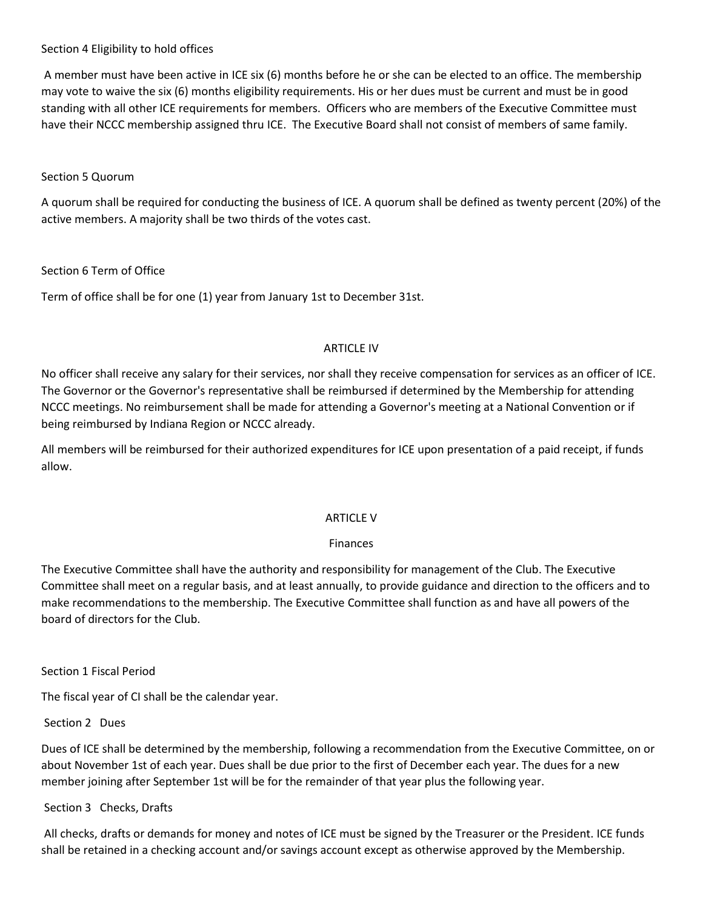### Section 4 Eligibility to hold offices

A member must have been active in ICE six (6) months before he or she can be elected to an office. The membership may vote to waive the six (6) months eligibility requirements. His or her dues must be current and must be in good standing with all other ICE requirements for members. Officers who are members of the Executive Committee must have their NCCC membership assigned thru ICE. The Executive Board shall not consist of members of same family.

### Section 5 Quorum

A quorum shall be required for conducting the business of ICE. A quorum shall be defined as twenty percent (20%) of the active members. A majority shall be two thirds of the votes cast.

### Section 6 Term of Office

Term of office shall be for one (1) year from January 1st to December 31st.

## ARTICLE IV

No officer shall receive any salary for their services, nor shall they receive compensation for services as an officer of ICE. The Governor or the Governor's representative shall be reimbursed if determined by the Membership for attending NCCC meetings. No reimbursement shall be made for attending a Governor's meeting at a National Convention or if being reimbursed by Indiana Region or NCCC already.

All members will be reimbursed for their authorized expenditures for ICE upon presentation of a paid receipt, if funds allow.

## ARTICLE V

## Finances

The Executive Committee shall have the authority and responsibility for management of the Club. The Executive Committee shall meet on a regular basis, and at least annually, to provide guidance and direction to the officers and to make recommendations to the membership. The Executive Committee shall function as and have all powers of the board of directors for the Club.

### Section 1 Fiscal Period

The fiscal year of CI shall be the calendar year.

### Section 2 Dues

Dues of ICE shall be determined by the membership, following a recommendation from the Executive Committee, on or about November 1st of each year. Dues shall be due prior to the first of December each year. The dues for a new member joining after September 1st will be for the remainder of that year plus the following year.

### Section 3 Checks, Drafts

All checks, drafts or demands for money and notes of ICE must be signed by the Treasurer or the President. ICE funds shall be retained in a checking account and/or savings account except as otherwise approved by the Membership.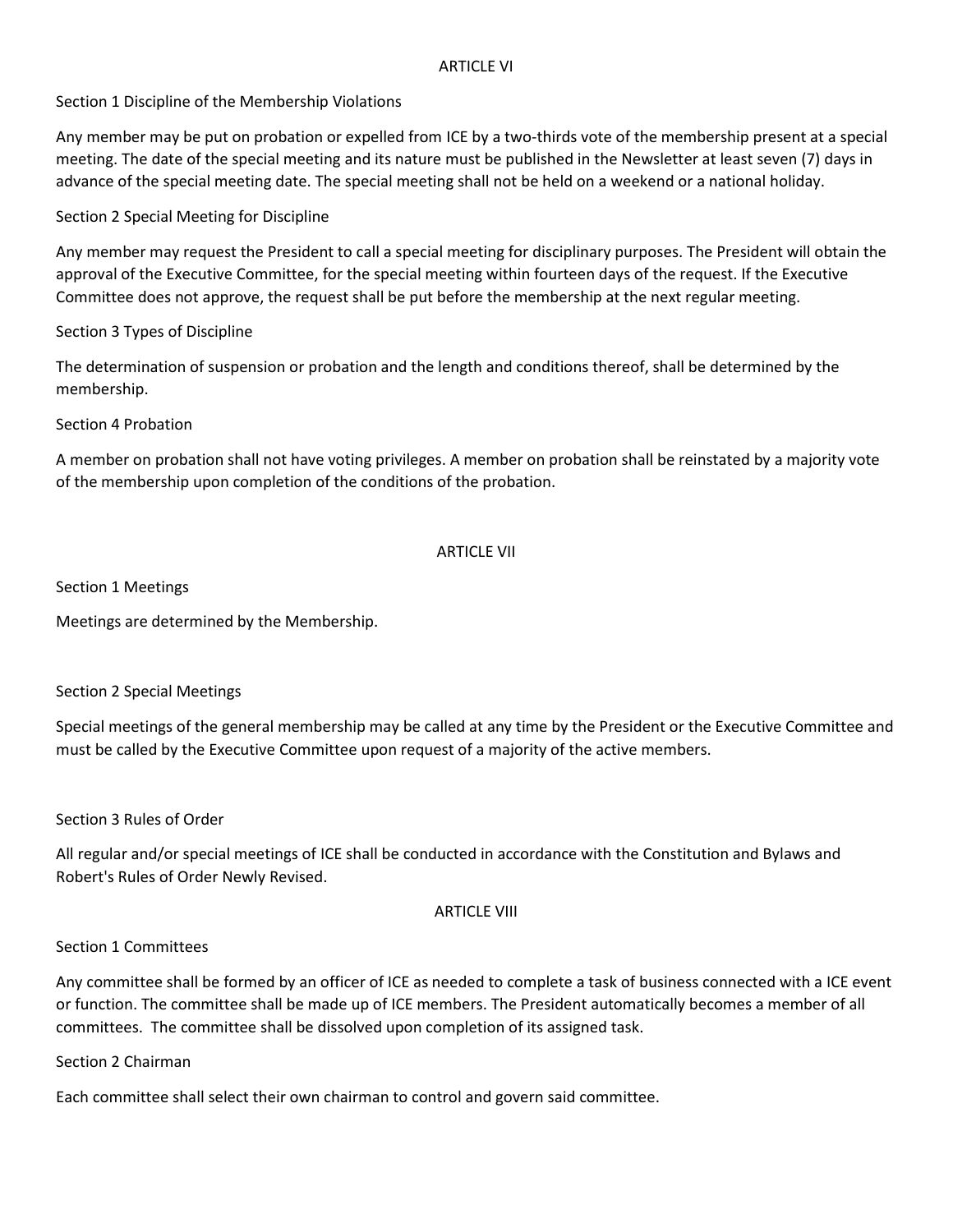## ARTICLE VI

### Section 1 Discipline of the Membership Violations

Any member may be put on probation or expelled from ICE by a two-thirds vote of the membership present at a special meeting. The date of the special meeting and its nature must be published in the Newsletter at least seven (7) days in advance of the special meeting date. The special meeting shall not be held on a weekend or a national holiday.

### Section 2 Special Meeting for Discipline

Any member may request the President to call a special meeting for disciplinary purposes. The President will obtain the approval of the Executive Committee, for the special meeting within fourteen days of the request. If the Executive Committee does not approve, the request shall be put before the membership at the next regular meeting.

### Section 3 Types of Discipline

The determination of suspension or probation and the length and conditions thereof, shall be determined by the membership.

### Section 4 Probation

A member on probation shall not have voting privileges. A member on probation shall be reinstated by a majority vote of the membership upon completion of the conditions of the probation.

## ARTICLE VII

### Section 1 Meetings

Meetings are determined by the Membership.

### Section 2 Special Meetings

Special meetings of the general membership may be called at any time by the President or the Executive Committee and must be called by the Executive Committee upon request of a majority of the active members.

### Section 3 Rules of Order

All regular and/or special meetings of ICE shall be conducted in accordance with the Constitution and Bylaws and Robert's Rules of Order Newly Revised.

## ARTICLE VIII

### Section 1 Committees

Any committee shall be formed by an officer of ICE as needed to complete a task of business connected with a ICE event or function. The committee shall be made up of ICE members. The President automatically becomes a member of all committees. The committee shall be dissolved upon completion of its assigned task.

### Section 2 Chairman

Each committee shall select their own chairman to control and govern said committee.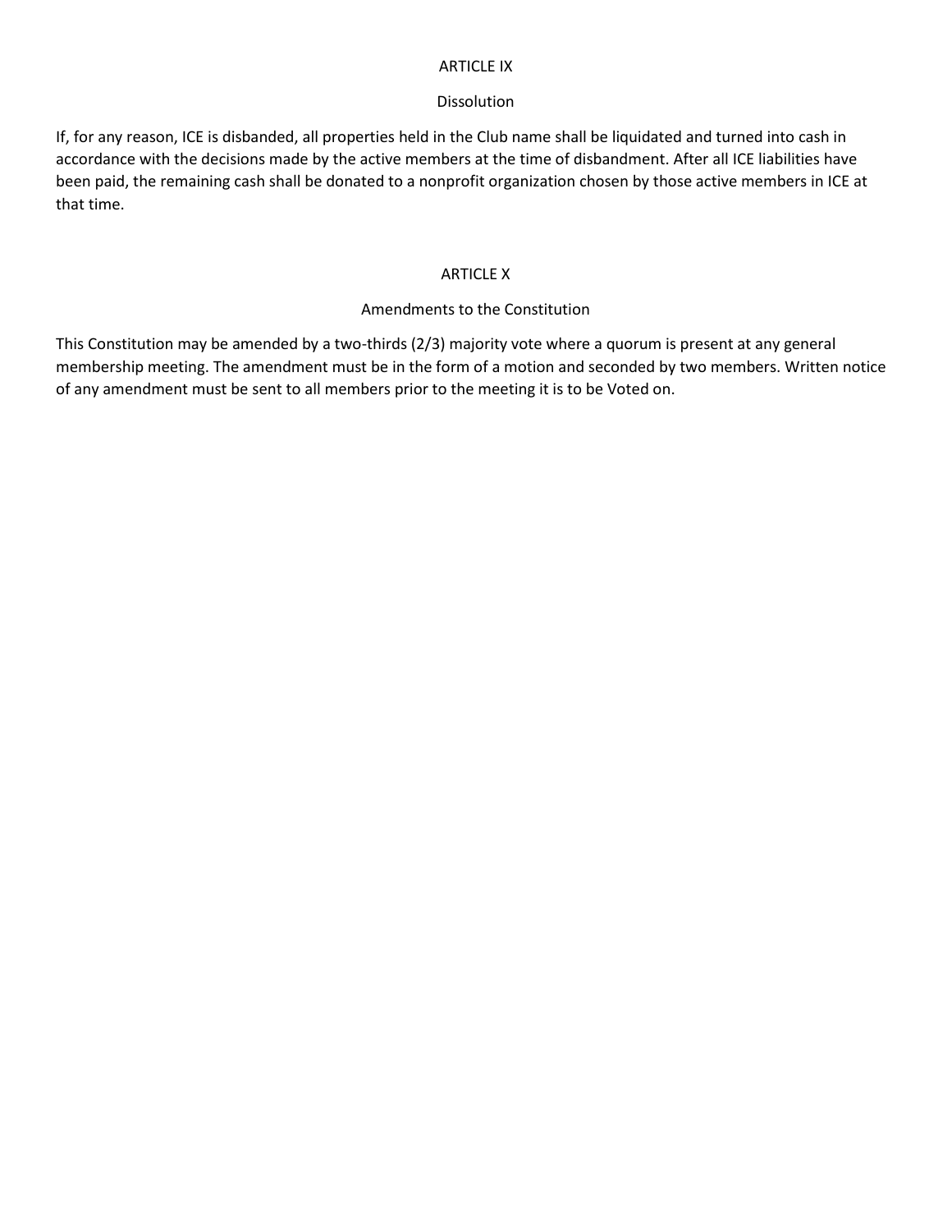## ARTICLE IX

### Dissolution

If, for any reason, ICE is disbanded, all properties held in the Club name shall be liquidated and turned into cash in accordance with the decisions made by the active members at the time of disbandment. After all ICE liabilities have been paid, the remaining cash shall be donated to a nonprofit organization chosen by those active members in ICE at that time.

## ARTICLE X

### Amendments to the Constitution

This Constitution may be amended by a two-thirds (2/3) majority vote where a quorum is present at any general membership meeting. The amendment must be in the form of a motion and seconded by two members. Written notice of any amendment must be sent to all members prior to the meeting it is to be Voted on.